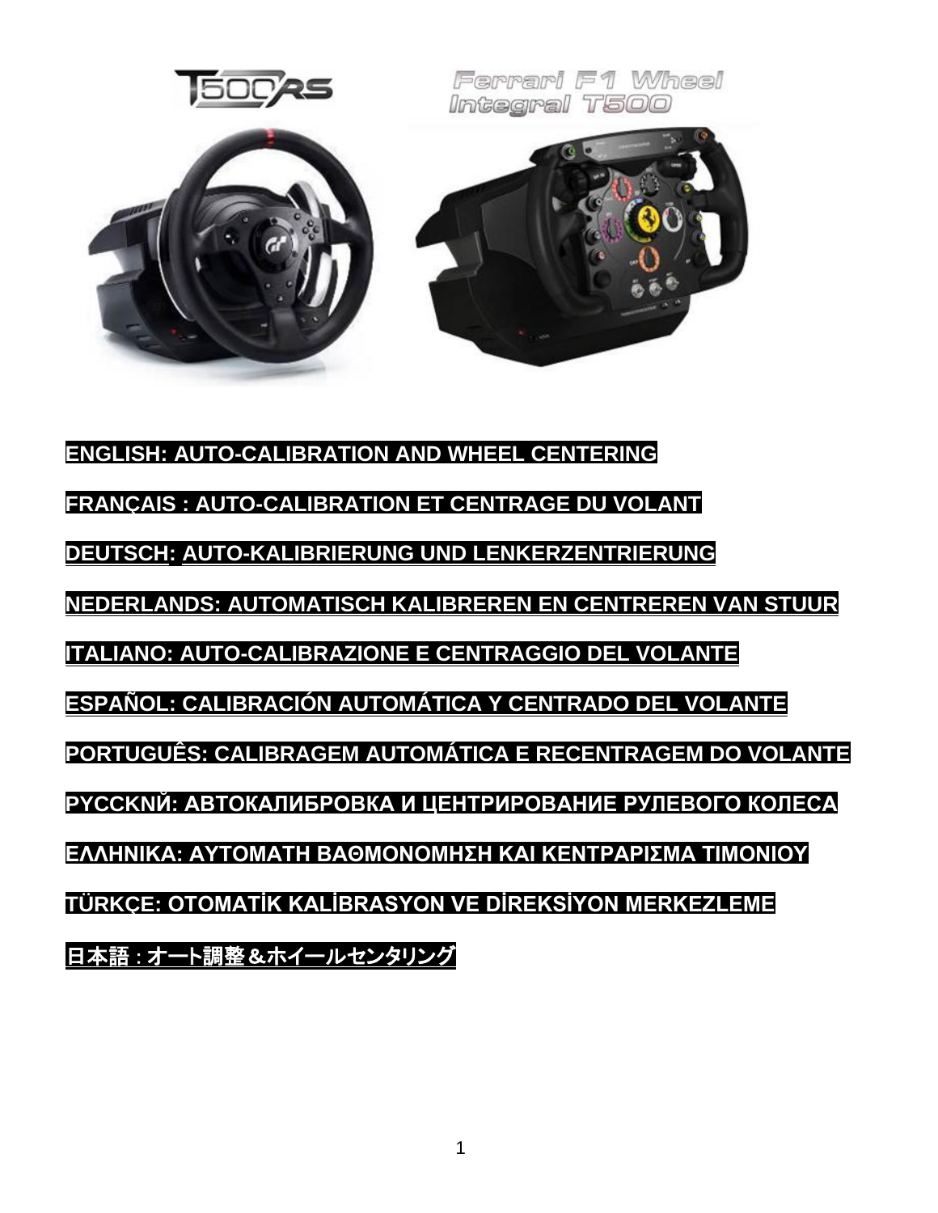T500RS

Ferrari F1 Wheel Integral T500

**ENGLISH: AUTO-CALIBRATION AND WHEEL CENTERING**

**FRANÇAIS : AUTO-CALIBRATION ET CENTRAGE DU VOLANT**

**DEUTSCH: AUTO-KALIBRIERUNG UND LENKERZENTRIERUNG**

**NEDERLANDS: AUTOMATISCH KALIBREREN EN CENTREREN VAN STUUR**

**ITALIANO: AUTO-CALIBRAZIONE E CENTRAGGIO DEL VOLANTE**

**ESPAÑOL: CALIBRACIÓN AUTOMÁTICA Y CENTRADO DEL VOLANTE**

**PORTUGUÊS: CALIBRAGEM AUTOMÁTICA E RECENTRAGEM DO VOLANTE**

**РУССКИЙ: АВТОКАЛИБРОВКА И ЦЕНТРИРОВАНИЕ РУЛЕВОГО КОЛЕСА**

**ΕΛΛΗΝΙΚΑ: ΑΥΤΟΜΑΤΗ ΒΑΘΜΟΝΟΜΗΣΗ ΚΑΙ ΚΕΝΤΡΑΡΙΣΜΑ ΤΙΜΟΝΙΟΥ**

**TÜRKÇE: OTOMATİK KALİBRASYON VE DİREKSİYON MERKEZLEME**

**日本語：オート調整＆ホイールセンタリング**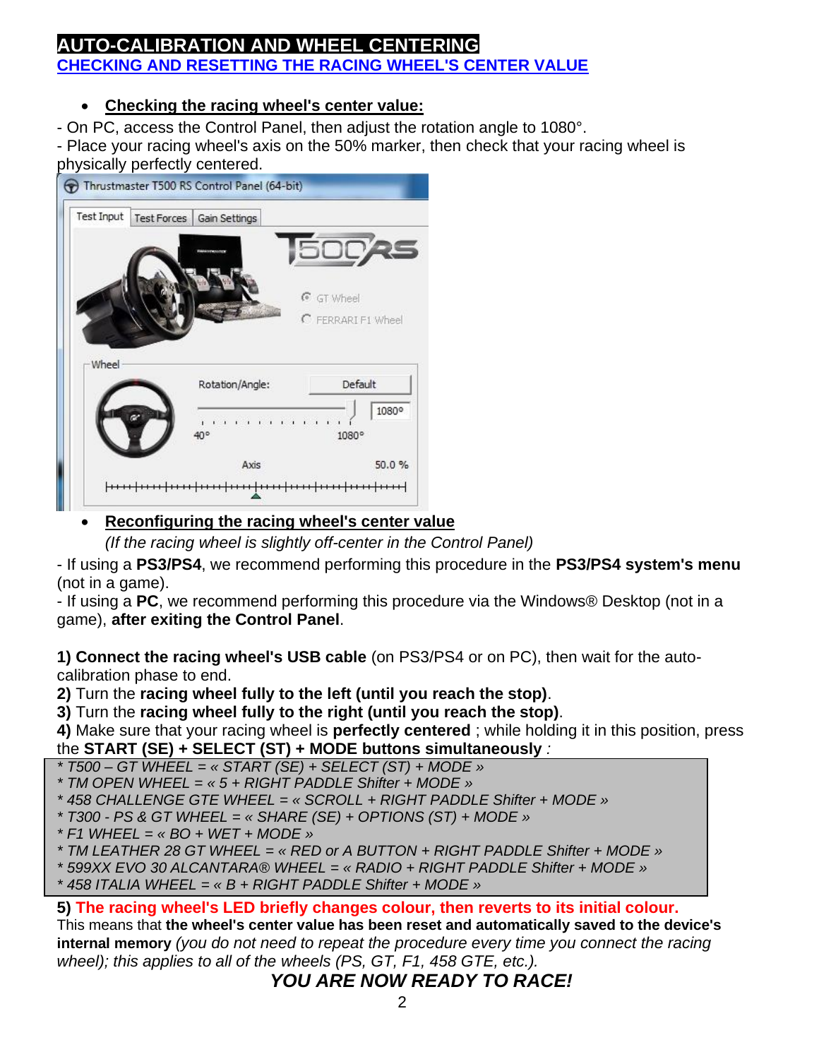# AUTO-CALIBRATION AND WHEEL CENTERING

## CHECKING AND RESETTING THE RACING WHEEL'S CENTER VALUE

- **Checking the racing wheel's center value:**

- On PC, access the Control Panel, then adjust the rotation angle to 1080°.
- Place your racing wheel's axis on the 50% marker, then check that your racing wheel is physically perfectly centered.

- **Reconfiguring the racing wheel's center value**

  *(If the racing wheel is slightly off-center in the Control Panel)*

- If using a **PS3/PS4**, we recommend performing this procedure in the **PS3/PS4 system's menu** (not in a game).
- If using a **PC**, we recommend performing this procedure via the Windows® Desktop (not in a game), **after exiting the Control Panel**.

**1) Connect the racing wheel's USB cable** (on PS3/PS4 or on PC), then wait for the auto-calibration phase to end.
**2)** Turn the **racing wheel fully to the left (until you reach the stop)**.
**3)** Turn the **racing wheel fully to the right (until you reach the stop)**.
**4)** Make sure that your racing wheel is **perfectly centered** ; while holding it in this position, press the **START (SE) + SELECT (ST) + MODE buttons simultaneously** *:*

*\* T500 – GT WHEEL = « START (SE) + SELECT (ST) + MODE »*
*\* TM OPEN WHEEL = « 5 + RIGHT PADDLE Shifter + MODE »*
*\* 458 CHALLENGE GTE WHEEL = « SCROLL + RIGHT PADDLE Shifter + MODE »*
*\* T300 - PS & GT WHEEL = « SHARE (SE) + OPTIONS (ST) + MODE »*
*\* F1 WHEEL = « BO + WET + MODE »*
*\* TM LEATHER 28 GT WHEEL = « RED or A BUTTON + RIGHT PADDLE Shifter + MODE »*
*\* 599XX EVO 30 ALCANTARA® WHEEL = « RADIO + RIGHT PADDLE Shifter + MODE »*
*\* 458 ITALIA WHEEL = « B + RIGHT PADDLE Shifter + MODE »*

**5) The racing wheel's LED briefly changes colour, then reverts to its initial colour.**
This means that **the wheel's center value has been reset and automatically saved to the device's internal memory** *(you do not need to repeat the procedure every time you connect the racing wheel); this applies to all of the wheels (PS, GT, F1, 458 GTE, etc.).*

***YOU ARE NOW READY TO RACE!***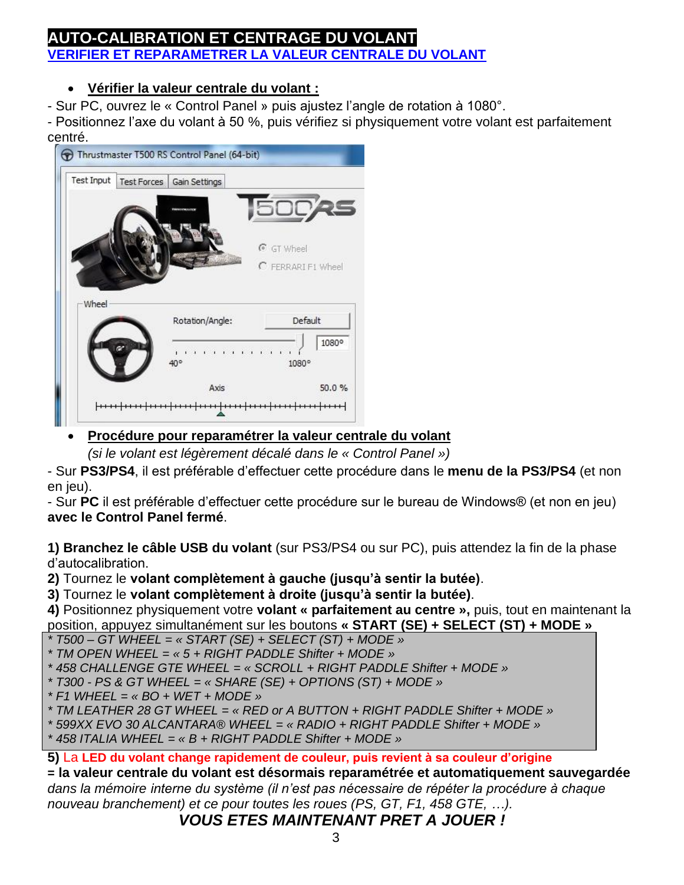# AUTO-CALIBRATION ET CENTRAGE DU VOLANT

## VERIFIER ET REPARAMETRER LA VALEUR CENTRALE DU VOLANT

- **Vérifier la valeur centrale du volant :**

- Sur PC, ouvrez le « Control Panel » puis ajustez l'angle de rotation à 1080°.
- Positionnez l'axe du volant à 50 %, puis vérifiez si physiquement votre volant est parfaitement centré.

- **Procédure pour reparamétrer la valeur centrale du volant**
  *(si le volant est légèrement décalé dans le « Control Panel »)*

- Sur **PS3/PS4**, il est préférable d'effectuer cette procédure dans le **menu de la PS3/PS4** (et non en jeu).
- Sur **PC** il est préférable d'effectuer cette procédure sur le bureau de Windows® (et non en jeu) **avec le Control Panel fermé**.

**1) Branchez le câble USB du volant** (sur PS3/PS4 ou sur PC), puis attendez la fin de la phase d'autocalibration.
**2)** Tournez le **volant complètement à gauche (jusqu'à sentir la butée)**.
**3)** Tournez le **volant complètement à droite (jusqu'à sentir la butée)**.
**4)** Positionnez physiquement votre **volant « parfaitement au centre »,** puis, tout en maintenant la position, appuyez simultanément sur les boutons **« START (SE) + SELECT (ST) + MODE »**

*\* T500 – GT WHEEL = « START (SE) + SELECT (ST) + MODE »*
*\* TM OPEN WHEEL = « 5 + RIGHT PADDLE Shifter + MODE »*
*\* 458 CHALLENGE GTE WHEEL = « SCROLL + RIGHT PADDLE Shifter + MODE »*
*\* T300 - PS & GT WHEEL = « SHARE (SE) + OPTIONS (ST) + MODE »*
*\* F1 WHEEL = « BO + WET + MODE »*
*\* TM LEATHER 28 GT WHEEL = « RED or A BUTTON + RIGHT PADDLE Shifter + MODE »*
*\* 599XX EVO 30 ALCANTARA® WHEEL = « RADIO + RIGHT PADDLE Shifter + MODE »*
*\* 458 ITALIA WHEEL = « B + RIGHT PADDLE Shifter + MODE »*

**5)** La **LED du volant change rapidement de couleur, puis revient à sa couleur d'origine**
**= la valeur centrale du volant est désormais reparamétrée et automatiquement sauvegardée** *dans la mémoire interne du système (il n'est pas nécessaire de répéter la procédure à chaque nouveau branchement) et ce pour toutes les roues (PS, GT, F1, 458 GTE, …).*

***VOUS ETES MAINTENANT PRET A JOUER !***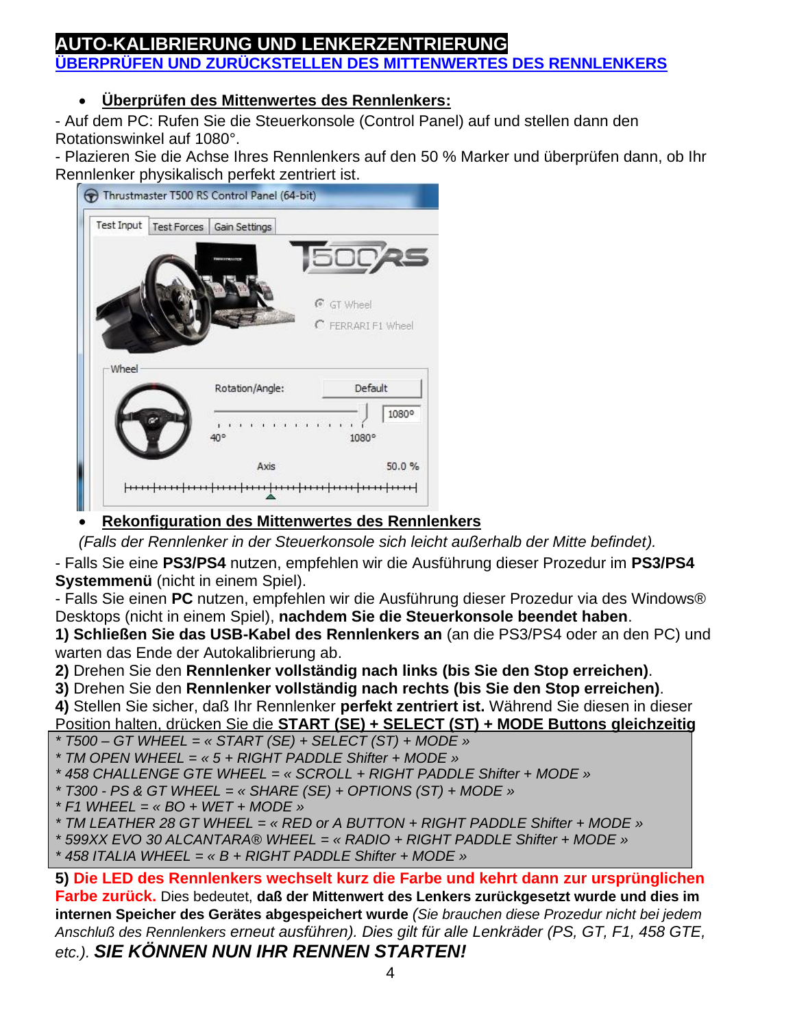# AUTO-KALIBRIERUNG UND LENKERZENTRIERUNG

## ÜBERPRÜFEN UND ZURÜCKSTELLEN DES MITTENWERTES DES RENNLENKERS

- **Überprüfen des Mittenwertes des Rennlenkers:**

- Auf dem PC: Rufen Sie die Steuerkonsole (Control Panel) auf und stellen dann den Rotationswinkel auf 1080°.
- Plazieren Sie die Achse Ihres Rennlenkers auf den 50 % Marker und überprüfen dann, ob Ihr Rennlenker physikalisch perfekt zentriert ist.

- **Rekonfiguration des Mittenwertes des Rennlenkers**

*(Falls der Rennlenker in der Steuerkonsole sich leicht außerhalb der Mitte befindet).*

- Falls Sie eine **PS3/PS4** nutzen, empfehlen wir die Ausführung dieser Prozedur im **PS3/PS4 Systemmenü** (nicht in einem Spiel).
- Falls Sie einen **PC** nutzen, empfehlen wir die Ausführung dieser Prozedur via des Windows® Desktops (nicht in einem Spiel), **nachdem Sie die Steuerkonsole beendet haben**.

**1) Schließen Sie das USB-Kabel des Rennlenkers an** (an die PS3/PS4 oder an den PC) und warten das Ende der Autokalibrierung ab.

**2)** Drehen Sie den **Rennlenker vollständig nach links (bis Sie den Stop erreichen)**.

**3)** Drehen Sie den **Rennlenker vollständig nach rechts (bis Sie den Stop erreichen)**.

**4)** Stellen Sie sicher, daß Ihr Rennlenker **perfekt zentriert ist.** Während Sie diesen in dieser Position halten, drücken Sie die **START (SE) + SELECT (ST) + MODE Buttons gleichzeitig**

*\* T500 – GT WHEEL = « START (SE) + SELECT (ST) + MODE »*
*\* TM OPEN WHEEL = « 5 + RIGHT PADDLE Shifter + MODE »*
*\* 458 CHALLENGE GTE WHEEL = « SCROLL + RIGHT PADDLE Shifter + MODE »*
*\* T300 - PS & GT WHEEL = « SHARE (SE) + OPTIONS (ST) + MODE »*
*\* F1 WHEEL = « BO + WET + MODE »*
*\* TM LEATHER 28 GT WHEEL = « RED or A BUTTON + RIGHT PADDLE Shifter + MODE »*
*\* 599XX EVO 30 ALCANTARA® WHEEL = « RADIO + RIGHT PADDLE Shifter + MODE »*
*\* 458 ITALIA WHEEL = « B + RIGHT PADDLE Shifter + MODE »*

**5) Die LED des Rennlenkers wechselt kurz die Farbe und kehrt dann zur ursprünglichen Farbe zurück.** Dies bedeutet, **daß der Mittenwert des Lenkers zurückgesetzt wurde und dies im internen Speicher des Gerätes abgespeichert wurde** *(Sie brauchen diese Prozedur nicht bei jedem Anschluß des Rennlenkers erneut ausführen). Dies gilt für alle Lenkräder (PS, GT, F1, 458 GTE, etc.).* ***SIE KÖNNEN NUN IHR RENNEN STARTEN!***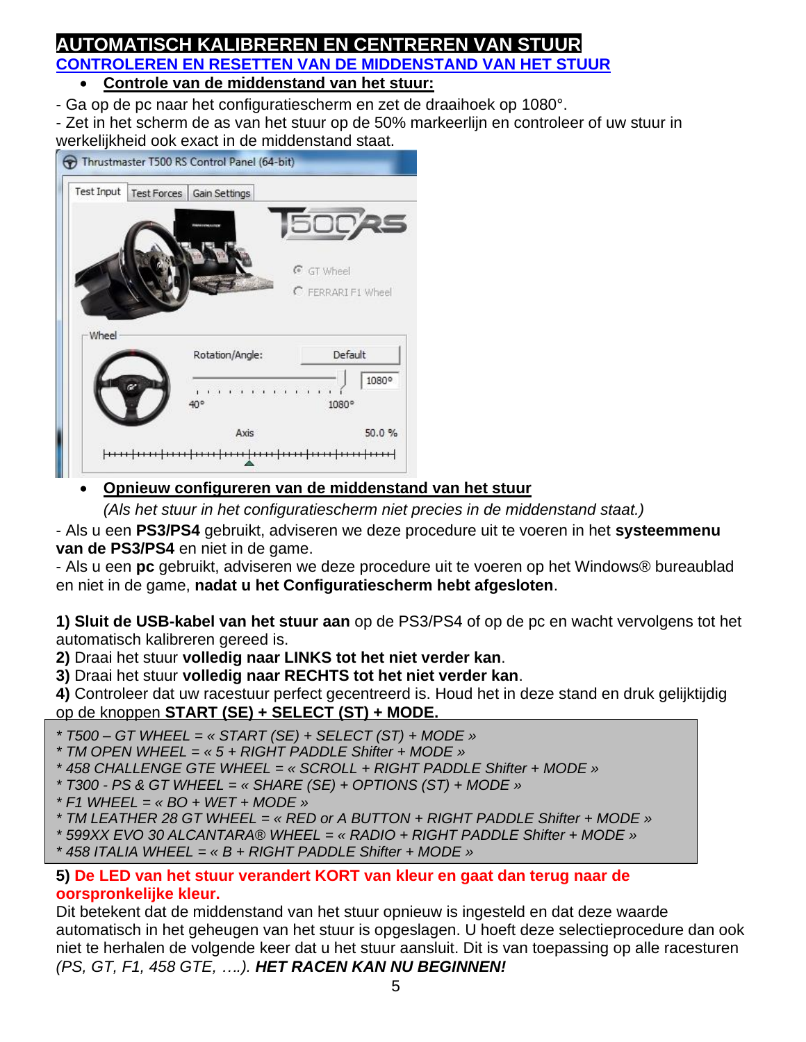# AUTOMATISCH KALIBREREN EN CENTREREN VAN STUUR

## CONTROLEREN EN RESETTEN VAN DE MIDDENSTAND VAN HET STUUR

- **Controle van de middenstand van het stuur:**

- Ga op de pc naar het configuratiescherm en zet de draaihoek op 1080°.
- Zet in het scherm de as van het stuur op de 50% markeerlijn en controleer of uw stuur in werkelijkheid ook exact in de middenstand staat.

- **Opnieuw configureren van de middenstand van het stuur**

  *(Als het stuur in het configuratiescherm niet precies in de middenstand staat.)*

- Als u een **PS3/PS4** gebruikt, adviseren we deze procedure uit te voeren in het **systeemmenu van de PS3/PS4** en niet in de game.
- Als u een **pc** gebruikt, adviseren we deze procedure uit te voeren op het Windows® bureaublad en niet in de game, **nadat u het Configuratiescherm hebt afgesloten**.

**1) Sluit de USB-kabel van het stuur aan** op de PS3/PS4 of op de pc en wacht vervolgens tot het automatisch kalibreren gereed is.
**2)** Draai het stuur **volledig naar LINKS tot het niet verder kan**.
**3)** Draai het stuur **volledig naar RECHTS tot het niet verder kan**.
**4)** Controleer dat uw racestuur perfect gecentreerd is. Houd het in deze stand en druk gelijktijdig op de knoppen **START (SE) + SELECT (ST) + MODE.**

*\* T500 – GT WHEEL = « START (SE) + SELECT (ST) + MODE »*
*\* TM OPEN WHEEL = « 5 + RIGHT PADDLE Shifter + MODE »*
*\* 458 CHALLENGE GTE WHEEL = « SCROLL + RIGHT PADDLE Shifter + MODE »*
*\* T300 - PS & GT WHEEL = « SHARE (SE) + OPTIONS (ST) + MODE »*
*\* F1 WHEEL = « BO + WET + MODE »*
*\* TM LEATHER 28 GT WHEEL = « RED or A BUTTON + RIGHT PADDLE Shifter + MODE »*
*\* 599XX EVO 30 ALCANTARA® WHEEL = « RADIO + RIGHT PADDLE Shifter + MODE »*
*\* 458 ITALIA WHEEL = « B + RIGHT PADDLE Shifter + MODE »*

**5) De LED van het stuur verandert KORT van kleur en gaat dan terug naar de oorspronkelijke kleur.**
Dit betekent dat de middenstand van het stuur opnieuw is ingesteld en dat deze waarde automatisch in het geheugen van het stuur is opgeslagen. U hoeft deze selectieprocedure dan ook niet te herhalen de volgende keer dat u het stuur aansluit. Dit is van toepassing op alle racesturen *(PS, GT, F1, 458 GTE, ….)*. ***HET RACEN KAN NU BEGINNEN!***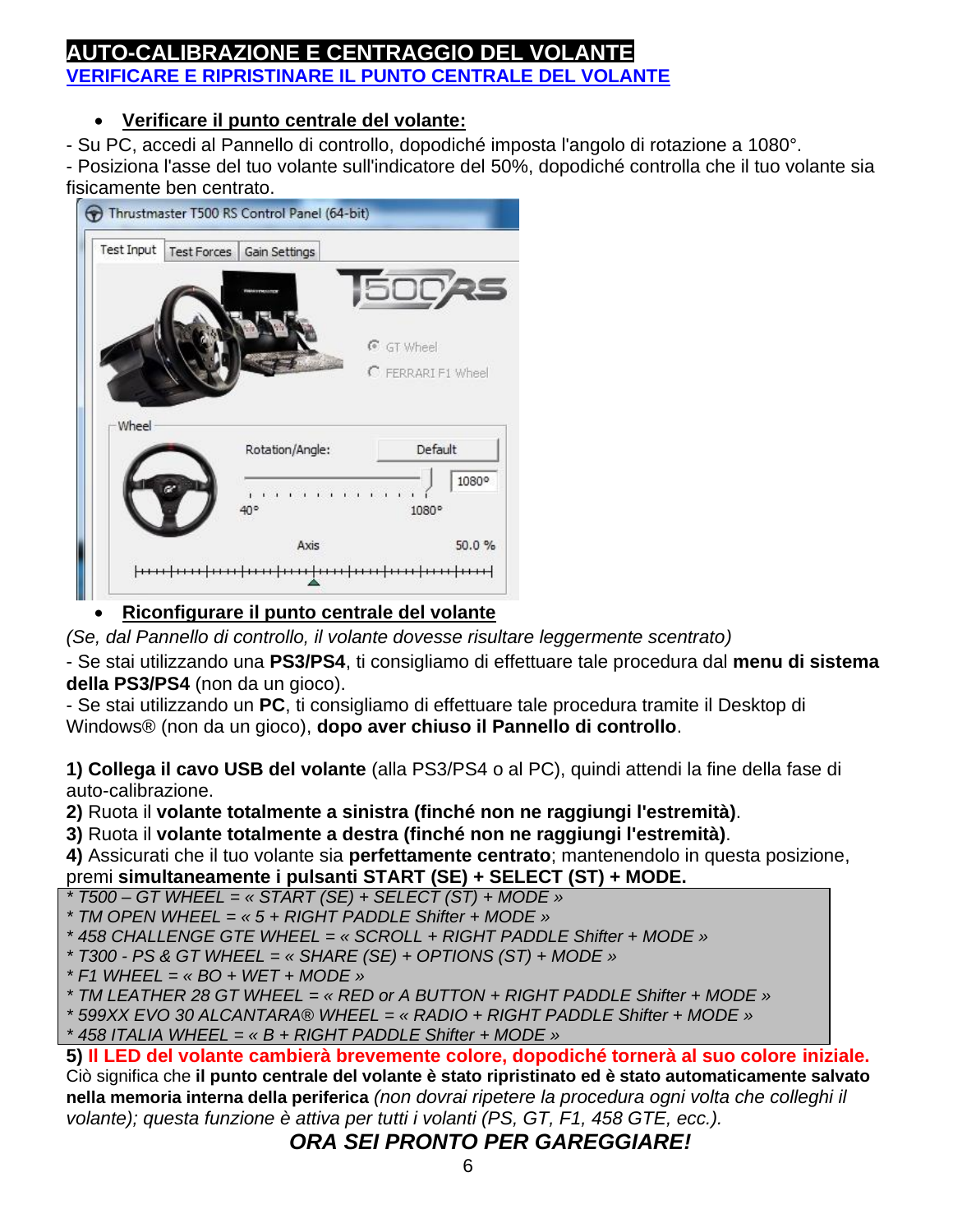# AUTO-CALIBRAZIONE E CENTRAGGIO DEL VOLANTE

## VERIFICARE E RIPRISTINARE IL PUNTO CENTRALE DEL VOLANTE

- **Verificare il punto centrale del volante:**

- Su PC, accedi al Pannello di controllo, dopodiché imposta l'angolo di rotazione a 1080°.
- Posiziona l'asse del tuo volante sull'indicatore del 50%, dopodiché controlla che il tuo volante sia fisicamente ben centrato.

- **Riconfigurare il punto centrale del volante**

*(Se, dal Pannello di controllo, il volante dovesse risultare leggermente scentrato)*

- Se stai utilizzando una **PS3/PS4**, ti consigliamo di effettuare tale procedura dal **menu di sistema della PS3/PS4** (non da un gioco).
- Se stai utilizzando un **PC**, ti consigliamo di effettuare tale procedura tramite il Desktop di Windows® (non da un gioco), **dopo aver chiuso il Pannello di controllo**.

**1) Collega il cavo USB del volante** (alla PS3/PS4 o al PC), quindi attendi la fine della fase di auto-calibrazione.

**2)** Ruota il **volante totalmente a sinistra (finché non ne raggiungi l'estremità)**.

**3)** Ruota il **volante totalmente a destra (finché non ne raggiungi l'estremità)**.

**4)** Assicurati che il tuo volante sia **perfettamente centrato**; mantenendolo in questa posizione, premi **simultaneamente i pulsanti START (SE) + SELECT (ST) + MODE.**

*\* T500 – GT WHEEL = « START (SE) + SELECT (ST) + MODE »*
*\* TM OPEN WHEEL = « 5 + RIGHT PADDLE Shifter + MODE »*
*\* 458 CHALLENGE GTE WHEEL = « SCROLL + RIGHT PADDLE Shifter + MODE »*
*\* T300 - PS & GT WHEEL = « SHARE (SE) + OPTIONS (ST) + MODE »*
*\* F1 WHEEL = « BO + WET + MODE »*
*\* TM LEATHER 28 GT WHEEL = « RED or A BUTTON + RIGHT PADDLE Shifter + MODE »*
*\* 599XX EVO 30 ALCANTARA® WHEEL = « RADIO + RIGHT PADDLE Shifter + MODE »*
*\* 458 ITALIA WHEEL = « B + RIGHT PADDLE Shifter + MODE »*

**5) Il LED del volante cambierà brevemente colore, dopodiché tornerà al suo colore iniziale.**

Ciò significa che **il punto centrale del volante è stato ripristinato ed è stato automaticamente salvato nella memoria interna della periferica** *(non dovrai ripetere la procedura ogni volta che colleghi il volante); questa funzione è attiva per tutti i volanti (PS, GT, F1, 458 GTE, ecc.).*

***ORA SEI PRONTO PER GAREGGIARE!***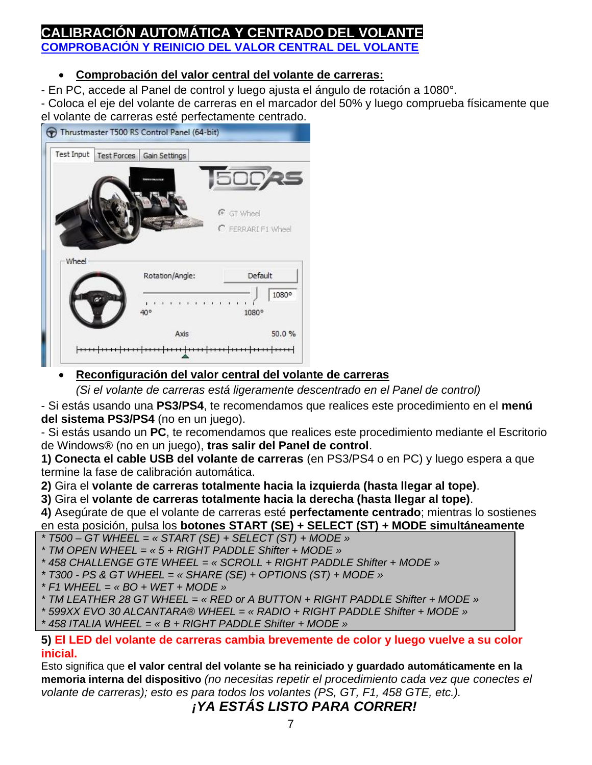# CALIBRACIÓN AUTOMÁTICA Y CENTRADO DEL VOLANTE

## COMPROBACIÓN Y REINICIO DEL VALOR CENTRAL DEL VOLANTE

- **Comprobación del valor central del volante de carreras:**

- En PC, accede al Panel de control y luego ajusta el ángulo de rotación a 1080°.
- Coloca el eje del volante de carreras en el marcador del 50% y luego comprueba físicamente que el volante de carreras esté perfectamente centrado.

- **Reconfiguración del valor central del volante de carreras**

  *(Si el volante de carreras está ligeramente descentrado en el Panel de control)*

- Si estás usando una **PS3/PS4**, te recomendamos que realices este procedimiento en el **menú del sistema PS3/PS4** (no en un juego).
- Si estás usando un **PC**, te recomendamos que realices este procedimiento mediante el Escritorio de Windows® (no en un juego), **tras salir del Panel de control**.

**1) Conecta el cable USB del volante de carreras** (en PS3/PS4 o en PC) y luego espera a que termine la fase de calibración automática.

**2)** Gira el **volante de carreras totalmente hacia la izquierda (hasta llegar al tope)**.

**3)** Gira el **volante de carreras totalmente hacia la derecha (hasta llegar al tope)**.

**4)** Asegúrate de que el volante de carreras esté **perfectamente centrado**; mientras lo sostienes en esta posición, pulsa los **botones START (SE) + SELECT (ST) + MODE simultáneamente**

*\* T500 – GT WHEEL = « START (SE) + SELECT (ST) + MODE »*
*\* TM OPEN WHEEL = « 5 + RIGHT PADDLE Shifter + MODE »*
*\* 458 CHALLENGE GTE WHEEL = « SCROLL + RIGHT PADDLE Shifter + MODE »*
*\* T300 - PS & GT WHEEL = « SHARE (SE) + OPTIONS (ST) + MODE »*
*\* F1 WHEEL = « BO + WET + MODE »*
*\* TM LEATHER 28 GT WHEEL = « RED or A BUTTON + RIGHT PADDLE Shifter + MODE »*
*\* 599XX EVO 30 ALCANTARA® WHEEL = « RADIO + RIGHT PADDLE Shifter + MODE »*
*\* 458 ITALIA WHEEL = « B + RIGHT PADDLE Shifter + MODE »*

**5) El LED del volante de carreras cambia brevemente de color y luego vuelve a su color inicial.**

Esto significa que **el valor central del volante se ha reiniciado y guardado automáticamente en la memoria interna del dispositivo** *(no necesitas repetir el procedimiento cada vez que conectes el volante de carreras); esto es para todos los volantes (PS, GT, F1, 458 GTE, etc.).*

***¡YA ESTÁS LISTO PARA CORRER!***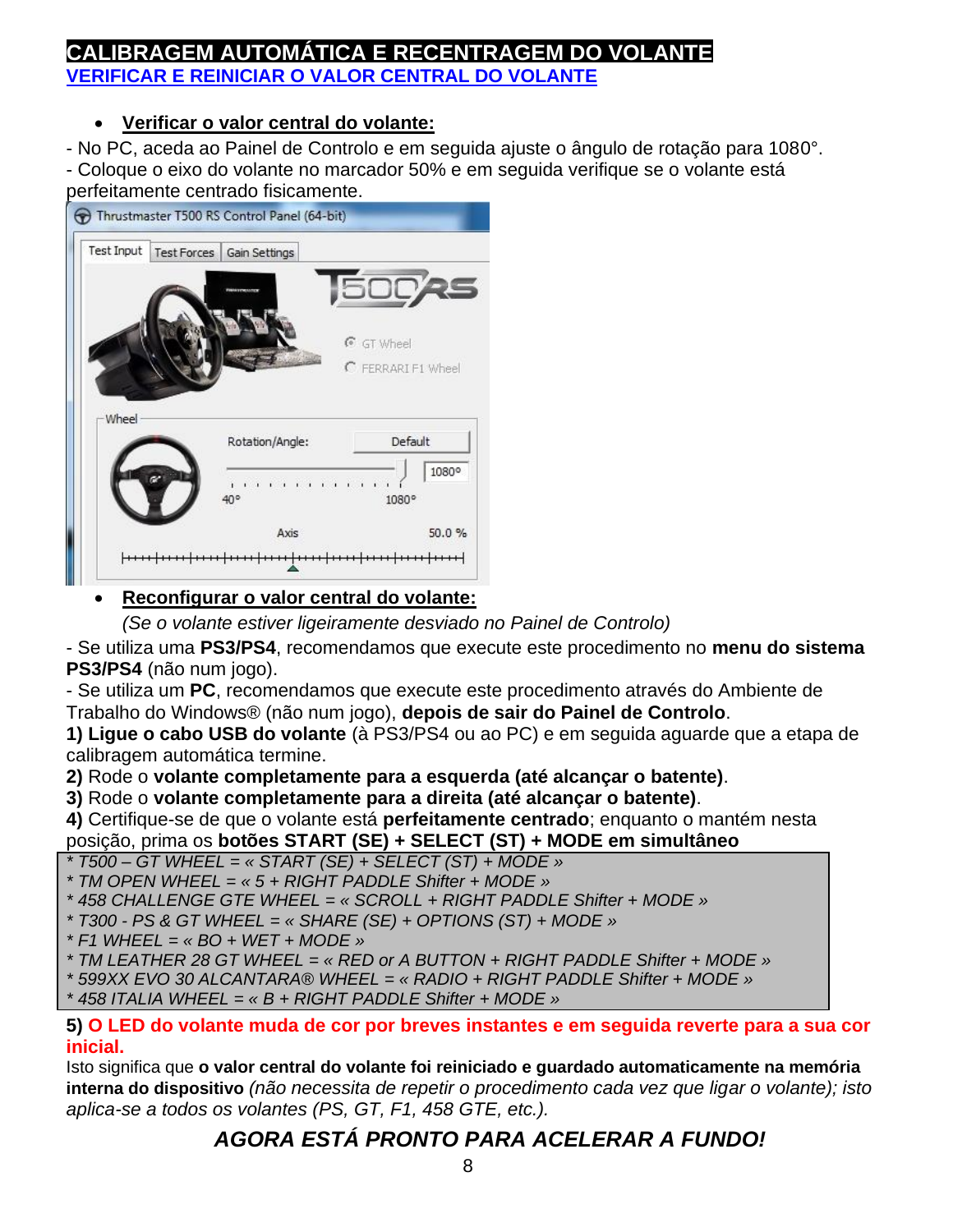# CALIBRAGEM AUTOMÁTICA E RECENTRAGEM DO VOLANTE

## VERIFICAR E REINICIAR O VALOR CENTRAL DO VOLANTE

- **Verificar o valor central do volante:**

- No PC, aceda ao Painel de Controlo e em seguida ajuste o ângulo de rotação para 1080°.
- Coloque o eixo do volante no marcador 50% e em seguida verifique se o volante está perfeitamente centrado fisicamente.

- **Reconfigurar o valor central do volante:**

  *(Se o volante estiver ligeiramente desviado no Painel de Controlo)*

- Se utiliza uma **PS3/PS4**, recomendamos que execute este procedimento no **menu do sistema PS3/PS4** (não num jogo).
- Se utiliza um **PC**, recomendamos que execute este procedimento através do Ambiente de Trabalho do Windows® (não num jogo), **depois de sair do Painel de Controlo**.

**1) Ligue o cabo USB do volante** (à PS3/PS4 ou ao PC) e em seguida aguarde que a etapa de calibragem automática termine.

**2)** Rode o **volante completamente para a esquerda (até alcançar o batente)**.

**3)** Rode o **volante completamente para a direita (até alcançar o batente)**.

**4)** Certifique-se de que o volante está **perfeitamente centrado**; enquanto o mantém nesta posição, prima os **botões START (SE) + SELECT (ST) + MODE em simultâneo**

*\* T500 – GT WHEEL = « START (SE) + SELECT (ST) + MODE »*
*\* TM OPEN WHEEL = « 5 + RIGHT PADDLE Shifter + MODE »*
*\* 458 CHALLENGE GTE WHEEL = « SCROLL + RIGHT PADDLE Shifter + MODE »*
*\* T300 - PS & GT WHEEL = « SHARE (SE) + OPTIONS (ST) + MODE »*
*\* F1 WHEEL = « BO + WET + MODE »*
*\* TM LEATHER 28 GT WHEEL = « RED or A BUTTON + RIGHT PADDLE Shifter + MODE »*
*\* 599XX EVO 30 ALCANTARA® WHEEL = « RADIO + RIGHT PADDLE Shifter + MODE »*
*\* 458 ITALIA WHEEL = « B + RIGHT PADDLE Shifter + MODE »*

**5) O LED do volante muda de cor por breves instantes e em seguida reverte para a sua cor inicial.**

Isto significa que **o valor central do volante foi reiniciado e guardado automaticamente na memória interna do dispositivo** *(não necessita de repetir o procedimento cada vez que ligar o volante); isto aplica-se a todos os volantes (PS, GT, F1, 458 GTE, etc.).*

***AGORA ESTÁ PRONTO PARA ACELERAR A FUNDO!***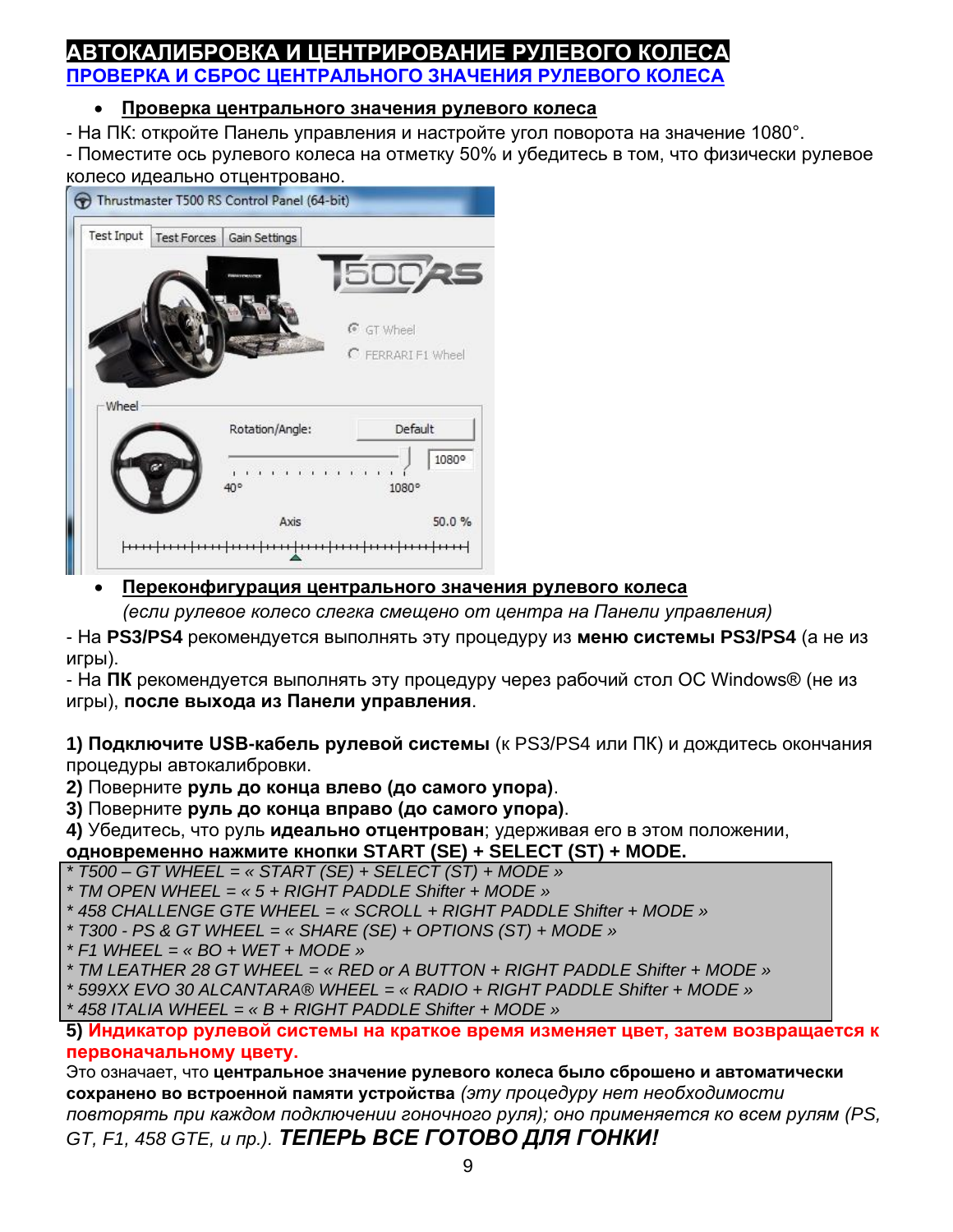# АВТОКАЛИБРОВКА И ЦЕНТРИРОВАНИЕ РУЛЕВОГО КОЛЕСА

## ПРОВЕРКА И СБРОС ЦЕНТРАЛЬНОГО ЗНАЧЕНИЯ РУЛЕВОГО КОЛЕСА

- **Проверка центрального значения рулевого колеса**

- На ПК: откройте Панель управления и настройте угол поворота на значение 1080°.
- Поместите ось рулевого колеса на отметку 50% и убедитесь в том, что физически рулевое колесо идеально отцентровано.

- **Переконфигурация центрального значения рулевого колеса**

  *(если рулевое колесо слегка смещено от центра на Панели управления)*

- На **PS3/PS4** рекомендуется выполнять эту процедуру из **меню системы PS3/PS4** (а не из игры).
- На **ПК** рекомендуется выполнять эту процедуру через рабочий стол ОС Windows® (не из игры), **после выхода из Панели управления**.

**1) Подключите USB-кабель рулевой системы** (к PS3/PS4 или ПК) и дождитесь окончания процедуры автокалибровки.
**2)** Поверните **руль до конца влево (до самого упора)**.
**3)** Поверните **руль до конца вправо (до самого упора)**.
**4)** Убедитесь, что руль **идеально отцентрован**; удерживая его в этом положении, **одновременно нажмите кнопки START (SE) + SELECT (ST) + MODE.**

*\* T500 – GT WHEEL = « START (SE) + SELECT (ST) + MODE »*
*\* TM OPEN WHEEL = « 5 + RIGHT PADDLE Shifter + MODE »*
*\* 458 CHALLENGE GTE WHEEL = « SCROLL + RIGHT PADDLE Shifter + MODE »*
*\* T300 - PS & GT WHEEL = « SHARE (SE) + OPTIONS (ST) + MODE »*
*\* F1 WHEEL = « BO + WET + MODE »*
*\* TM LEATHER 28 GT WHEEL = « RED or A BUTTON + RIGHT PADDLE Shifter + MODE »*
*\* 599XX EVO 30 ALCANTARA® WHEEL = « RADIO + RIGHT PADDLE Shifter + MODE »*
*\* 458 ITALIA WHEEL = « B + RIGHT PADDLE Shifter + MODE »*

**5) Индикатор рулевой системы на краткое время изменяет цвет, затем возвращается к первоначальному цвету.**

Это означает, что **центральное значение рулевого колеса было сброшено и автоматически сохранено во встроенной памяти устройства** *(эту процедуру нет необходимости повторять при каждом подключении гоночного руля); оно применяется ко всем рулям (PS, GT, F1, 458 GTE, и пр.).* ***ТЕПЕРЬ ВСЕ ГОТОВО ДЛЯ ГОНКИ!***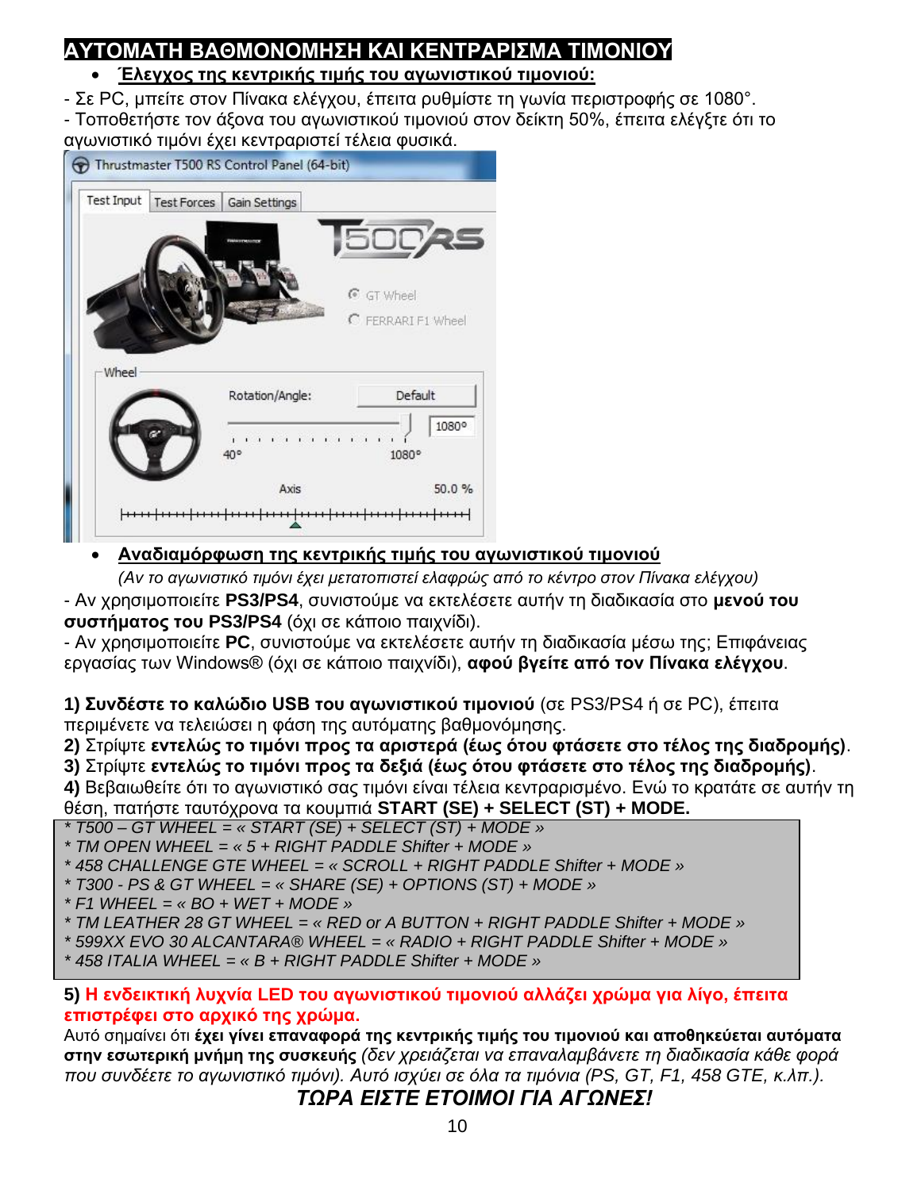# ΑΥΤΟΜΑΤΗ ΒΑΘΜΟΝΟΜΗΣΗ ΚΑΙ ΚΕΝΤΡΑΡΙΣΜΑ ΤΙΜΟΝΙΟΥ

- **Έλεγχος της κεντρικής τιμής του αγωνιστικού τιμονιού:**

- Σε PC, μπείτε στον Πίνακα ελέγχου, έπειτα ρυθμίστε τη γωνία περιστροφής σε 1080°.
- Τοποθετήστε τον άξονα του αγωνιστικού τιμονιού στον δείκτη 50%, έπειτα ελέγξτε ότι το αγωνιστικό τιμόνι έχει κενταριστεί τέλεια φυσικά.

- **Αναδιαμόρφωση της κεντρικής τιμής του αγωνιστικού τιμονιού**

  *(Αν το αγωνιστικό τιμόνι έχει μετατοπιστεί ελαφρώς από το κέντρο στον Πίνακα ελέγχου)*

- Αν χρησιμοποιείτε **PS3/PS4**, συνιστούμε να εκτελέσετε αυτήν τη διαδικασία στο **μενού του συστήματος του PS3/PS4** (όχι σε κάποιο παιχνίδι).
- Αν χρησιμοποιείτε **PC**, συνιστούμε να εκτελέσετε αυτήν τη διαδικασία μέσω της; Επιφάνειας εργασίας των Windows® (όχι σε κάποιο παιχνίδι), **αφού βγείτε από τον Πίνακα ελέγχου**.

**1) Συνδέστε το καλώδιο USB του αγωνιστικού τιμονιού** (σε PS3/PS4 ή σε PC), έπειτα περιμένετε να τελειώσει η φάση της αυτόματης βαθμονόμησης.
**2)** Στρίψτε **εντελώς το τιμόνι προς τα αριστερά (έως ότου φτάσετε στο τέλος της διαδρομής)**.
**3)** Στρίψτε **εντελώς το τιμόνι προς τα δεξιά (έως ότου φτάσετε στο τέλος της διαδρομής)**.
**4)** Βεβαιωθείτε ότι το αγωνιστικό σας τιμόνι είναι τέλεια κεντραρισμένο. Ενώ το κρατάτε σε αυτήν τη θέση, πατήστε ταυτόχρονα τα κουμπιά **START (SE) + SELECT (ST) + MODE.**

*\* T500 – GT WHEEL = « START (SE) + SELECT (ST) + MODE »*
*\* TM OPEN WHEEL = « 5 + RIGHT PADDLE Shifter + MODE »*
*\* 458 CHALLENGE GTE WHEEL = « SCROLL + RIGHT PADDLE Shifter + MODE »*
*\* T300 - PS & GT WHEEL = « SHARE (SE) + OPTIONS (ST) + MODE »*
*\* F1 WHEEL = « BO + WET + MODE »*
*\* TM LEATHER 28 GT WHEEL = « RED or A BUTTON + RIGHT PADDLE Shifter + MODE »*
*\* 599XX EVO 30 ALCANTARA® WHEEL = « RADIO + RIGHT PADDLE Shifter + MODE »*
*\* 458 ITALIA WHEEL = « B + RIGHT PADDLE Shifter + MODE »*

**5) Η ενδεικτική λυχνία LED του αγωνιστικού τιμονιού αλλάζει χρώμα για λίγο, έπειτα επιστρέφει στο αρχικό της χρώμα.**
Αυτό σημαίνει ότι **έχει γίνει επαναφορά της κεντρικής τιμής του τιμονιού και αποθηκεύεται αυτόματα στην εσωτερική μνήμη της συσκευής** *(δεν χρειάζεται να επαναλαμβάνετε τη διαδικασία κάθε φορά που συνδέετε το αγωνιστικό τιμόνι). Αυτό ισχύει σε όλα τα τιμόνια (PS, GT, F1, 458 GTE, κ.λπ.).*

***ΤΩΡΑ ΕΙΣΤΕ ΕΤΟΙΜΟΙ ΓΙΑ ΑΓΩΝΕΣ!***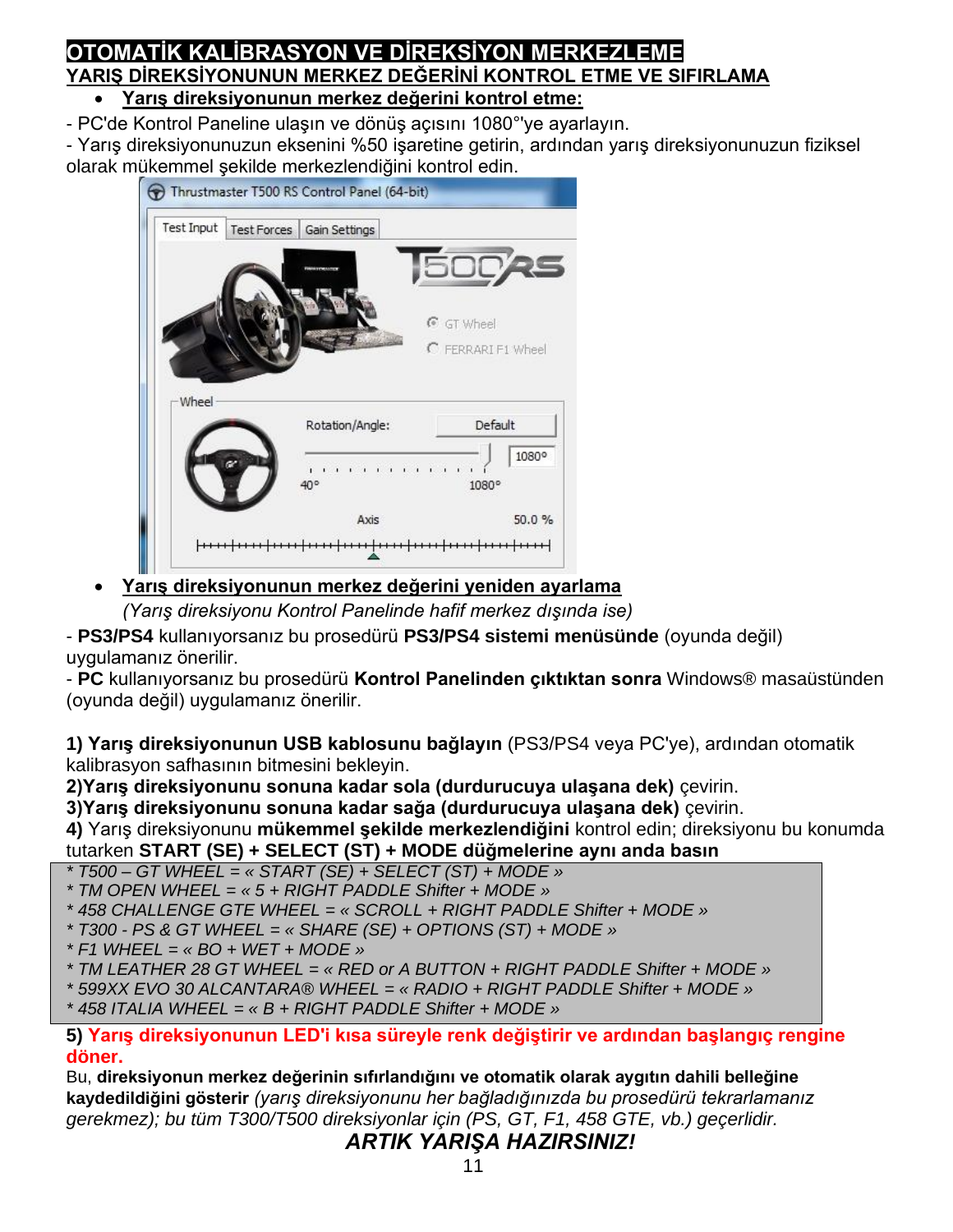# OTOMATİK KALİBRASYON VE DİREKSİYON MERKEZLEME

## YARIŞ DİREKSİYONUNUN MERKEZ DEĞERİNİ KONTROL ETME VE SIFIRLAMA

- **Yarış direksiyonunun merkez değerini kontrol etme:**

- PC'de Kontrol Paneline ulaşın ve dönüş açısını 1080°'ye ayarlayın.
- Yarış direksiyonunuzun eksenini %50 işaretine getirin, ardından yarış direksiyonunuzun fiziksel olarak mükemmel şekilde merkezlendiğini kontrol edin.

- **Yarış direksiyonunun merkez değerini yeniden ayarlama**
  *(Yarış direksiyonu Kontrol Panelinde hafif merkez dışında ise)*

- **PS3/PS4** kullanıyorsanız bu prosedürü **PS3/PS4 sistemi menüsünde** (oyunda değil) uygulamanız önerilir.
- **PC** kullanıyorsanız bu prosedürü **Kontrol Panelinden çıktıktan sonra** Windows® masaüstünden (oyunda değil) uygulamanız önerilir.

**1) Yarış direksiyonunun USB kablosunu bağlayın** (PS3/PS4 veya PC'ye), ardından otomatik kalibrasyon safhasının bitmesini bekleyin.
**2)Yarış direksiyonunu sonuna kadar sola (durdurucuya ulaşana dek)** çevirin.
**3)Yarış direksiyonunu sonuna kadar sağa (durdurucuya ulaşana dek)** çevirin.
**4)** Yarış direksiyonunu **mükemmel şekilde merkezlendiğini** kontrol edin; direksiyonu bu konumda tutarken **START (SE) + SELECT (ST) + MODE düğmelerine aynı anda basın**

*\* T500 – GT WHEEL = « START (SE) + SELECT (ST) + MODE »*
*\* TM OPEN WHEEL = « 5 + RIGHT PADDLE Shifter + MODE »*
*\* 458 CHALLENGE GTE WHEEL = « SCROLL + RIGHT PADDLE Shifter + MODE »*
*\* T300 - PS & GT WHEEL = « SHARE (SE) + OPTIONS (ST) + MODE »*
*\* F1 WHEEL = « BO + WET + MODE »*
*\* TM LEATHER 28 GT WHEEL = « RED or A BUTTON + RIGHT PADDLE Shifter + MODE »*
*\* 599XX EVO 30 ALCANTARA® WHEEL = « RADIO + RIGHT PADDLE Shifter + MODE »*
*\* 458 ITALIA WHEEL = « B + RIGHT PADDLE Shifter + MODE »*

**5) Yarış direksiyonunun LED'i kısa süreyle renk değiştirir ve ardından başlangıç rengine döner.**
Bu, **direksiyonun merkez değerinin sıfırlandığını ve otomatik olarak aygıtın dahili belleğine kaydedildiğini gösterir** *(yarış direksiyonunu her bağladığınızda bu prosedürü tekrarlamanız gerekmez); bu tüm T300/T500 direksiyonlar için (PS, GT, F1, 458 GTE, vb.) geçerlidir.*

***ARTIK YARIŞA HAZIRSINIZ!***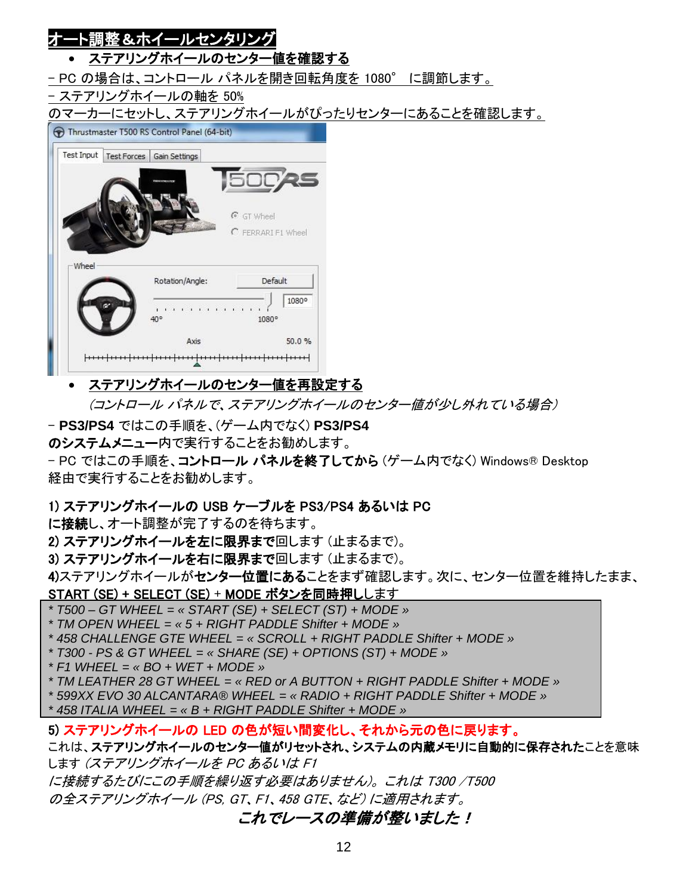## オート調整＆ホイールセンタリング

- **ステアリングホイールのセンター値を確認する**

- PC の場合は、コントロール パネルを開き回転角度を 1080° に調節します。
- ステアリングホイールの軸を 50% のマーカーにセットし、ステアリングホイールがぴったりセンターにあることを確認します。

Thrustmaster T500 RS Control Panel (64-bit)

Test Input　Test Forces　Gain Settings

T500RS

GT Wheel
FERRARI F1 Wheel

Wheel
Rotation/Angle:　Default
1080°
40°　1080°
Axis　50.0 %

- **ステアリングホイールのセンター値を再設定する**

*（コントロール パネルで、ステアリングホイールのセンター値が少し外れている場合）*

- **PS3/PS4** ではこの手順を、（ゲーム内でなく） **PS3/PS4 のシステムメニュー**内で実行することをお勧めします。
- PC ではこの手順を、**コントロール パネルを終了してから** （ゲーム内でなく） Windows® Desktop 経由で実行することをお勧めします。

**1) ステアリングホイールの USB ケーブルを PS3/PS4 あるいは PC に接続**し、オート調整が完了するのを待ちます。
**2) ステアリングホイールを左に限界まで**回します （止まるまで）。
**3) ステアリングホイールを右に限界まで**回します （止まるまで）。
**4)**ステアリングホイールが**センター位置にある**ことをまず確認します。次に、センター位置を維持したまま、**START (SE) + SELECT (SE) + MODE ボタンを同時押し**します

*\* T500 – GT WHEEL = « START (SE) + SELECT (ST) + MODE »*
*\* TM OPEN WHEEL = « 5 + RIGHT PADDLE Shifter + MODE »*
*\* 458 CHALLENGE GTE WHEEL = « SCROLL + RIGHT PADDLE Shifter + MODE »*
*\* T300 - PS & GT WHEEL = « SHARE (SE) + OPTIONS (ST) + MODE »*
*\* F1 WHEEL = « BO + WET + MODE »*
*\* TM LEATHER 28 GT WHEEL = « RED or A BUTTON + RIGHT PADDLE Shifter + MODE »*
*\* 599XX EVO 30 ALCANTARA® WHEEL = « RADIO + RIGHT PADDLE Shifter + MODE »*
*\* 458 ITALIA WHEEL = « B + RIGHT PADDLE Shifter + MODE »*

**5) ステアリングホイールの LED の色が短い間変化し、それから元の色に戻ります。**

これは、**ステアリングホイールのセンター値がリセットされ、システムの内蔵メモリに自動的に保存された**ことを意味します *（ステアリングホイールを PC あるいは F1 に接続するたびにこの手順を繰り返す必要はありません）。これは T300 ／T500 の全ステアリングホイール （PS, GT、F1、458 GTE、など） に適用されます。*

***これでレースの準備が整いました！***